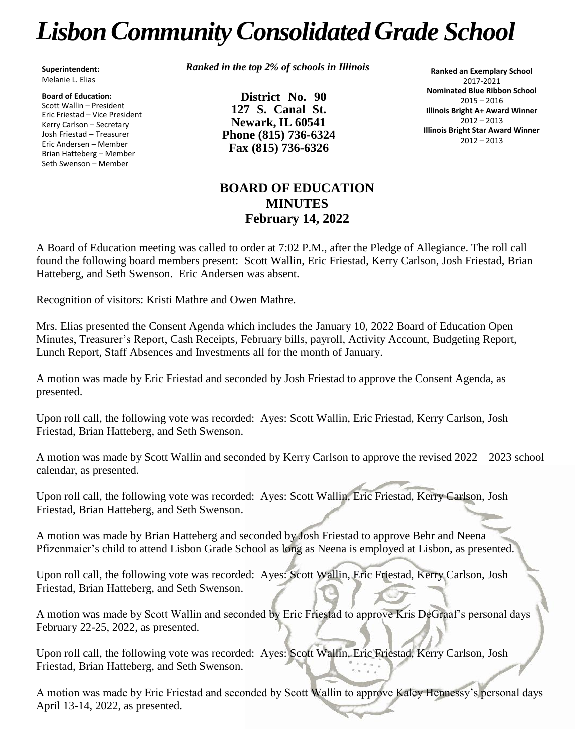# *Lisbon Community Consolidated Grade School*

**Superintendent:**
Melanie L. Elias

**Board of Education:**
Scott Wallin – President
Eric Friestad – Vice President
Kerry Carlson – Secretary
Josh Friestad – Treasurer
Eric Andersen – Member
Brian Hatteberg – Member
Seth Swenson – Member

***Ranked in the top 2% of schools in Illinois***

**District No. 90**
**127 S. Canal St.**
**Newark, IL 60541**
**Phone (815) 736-6324**
**Fax (815) 736-6326**

**Ranked an Exemplary School**
2017-2021
**Nominated Blue Ribbon School**
2015 – 2016
**Illinois Bright A+ Award Winner**
2012 – 2013
**Illinois Bright Star Award Winner**
2012 – 2013

## BOARD OF EDUCATION MINUTES
## February 14, 2022

A Board of Education meeting was called to order at 7:02 P.M., after the Pledge of Allegiance. The roll call found the following board members present: Scott Wallin, Eric Friestad, Kerry Carlson, Josh Friestad, Brian Hatteberg, and Seth Swenson. Eric Andersen was absent.

Recognition of visitors: Kristi Mathre and Owen Mathre.

Mrs. Elias presented the Consent Agenda which includes the January 10, 2022 Board of Education Open Minutes, Treasurer's Report, Cash Receipts, February bills, payroll, Activity Account, Budgeting Report, Lunch Report, Staff Absences and Investments all for the month of January.

A motion was made by Eric Friestad and seconded by Josh Friestad to approve the Consent Agenda, as presented.

Upon roll call, the following vote was recorded: Ayes: Scott Wallin, Eric Friestad, Kerry Carlson, Josh Friestad, Brian Hatteberg, and Seth Swenson.

A motion was made by Scott Wallin and seconded by Kerry Carlson to approve the revised 2022 – 2023 school calendar, as presented.

Upon roll call, the following vote was recorded: Ayes: Scott Wallin, Eric Friestad, Kerry Carlson, Josh Friestad, Brian Hatteberg, and Seth Swenson.

A motion was made by Brian Hatteberg and seconded by Josh Friestad to approve Behr and Neena Pfizenmaier's child to attend Lisbon Grade School as long as Neena is employed at Lisbon, as presented.

Upon roll call, the following vote was recorded: Ayes: Scott Wallin, Eric Friestad, Kerry Carlson, Josh Friestad, Brian Hatteberg, and Seth Swenson.

A motion was made by Scott Wallin and seconded by Eric Friestad to approve Kris DeGraaf's personal days February 22-25, 2022, as presented.

Upon roll call, the following vote was recorded: Ayes: Scott Wallin, Eric Friestad, Kerry Carlson, Josh Friestad, Brian Hatteberg, and Seth Swenson.

A motion was made by Eric Friestad and seconded by Scott Wallin to approve Kaley Hennessy's personal days April 13-14, 2022, as presented.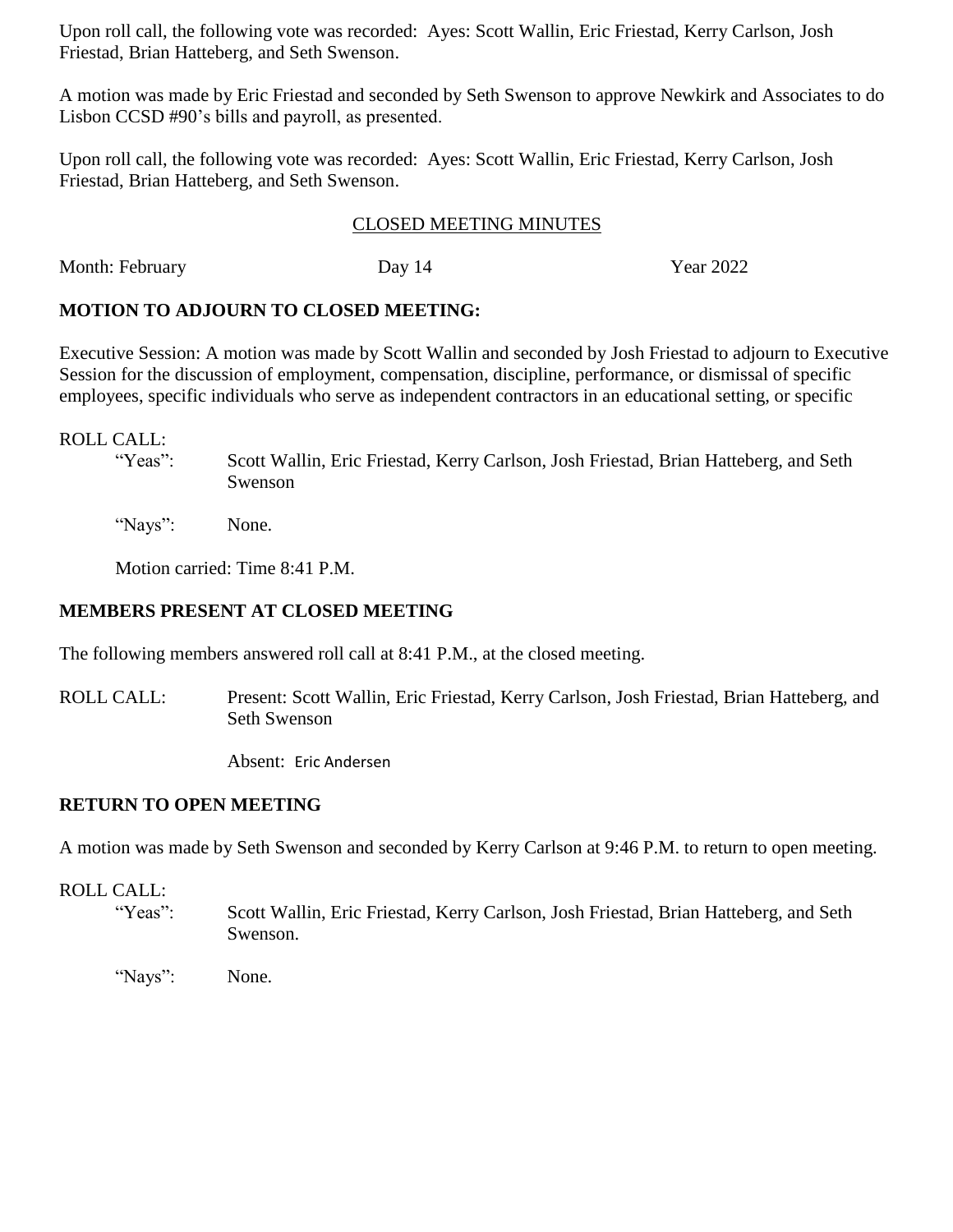Upon roll call, the following vote was recorded: Ayes: Scott Wallin, Eric Friestad, Kerry Carlson, Josh Friestad, Brian Hatteberg, and Seth Swenson.

A motion was made by Eric Friestad and seconded by Seth Swenson to approve Newkirk and Associates to do Lisbon CCSD #90's bills and payroll, as presented.

Upon roll call, the following vote was recorded: Ayes: Scott Wallin, Eric Friestad, Kerry Carlson, Josh Friestad, Brian Hatteberg, and Seth Swenson.

## CLOSED MEETING MINUTES

Month: February Day 14 Year 2022

**MOTION TO ADJOURN TO CLOSED MEETING:**

Executive Session: A motion was made by Scott Wallin and seconded by Josh Friestad to adjourn to Executive Session for the discussion of employment, compensation, discipline, performance, or dismissal of specific employees, specific individuals who serve as independent contractors in an educational setting, or specific

ROLL CALL:

"Yeas": Scott Wallin, Eric Friestad, Kerry Carlson, Josh Friestad, Brian Hatteberg, and Seth Swenson

"Nays": None.

Motion carried: Time 8:41 P.M.

**MEMBERS PRESENT AT CLOSED MEETING**

The following members answered roll call at 8:41 P.M., at the closed meeting.

ROLL CALL: Present: Scott Wallin, Eric Friestad, Kerry Carlson, Josh Friestad, Brian Hatteberg, and Seth Swenson

Absent: Eric Andersen

**RETURN TO OPEN MEETING**

A motion was made by Seth Swenson and seconded by Kerry Carlson at 9:46 P.M. to return to open meeting.

ROLL CALL:

"Yeas": Scott Wallin, Eric Friestad, Kerry Carlson, Josh Friestad, Brian Hatteberg, and Seth Swenson.

"Nays": None.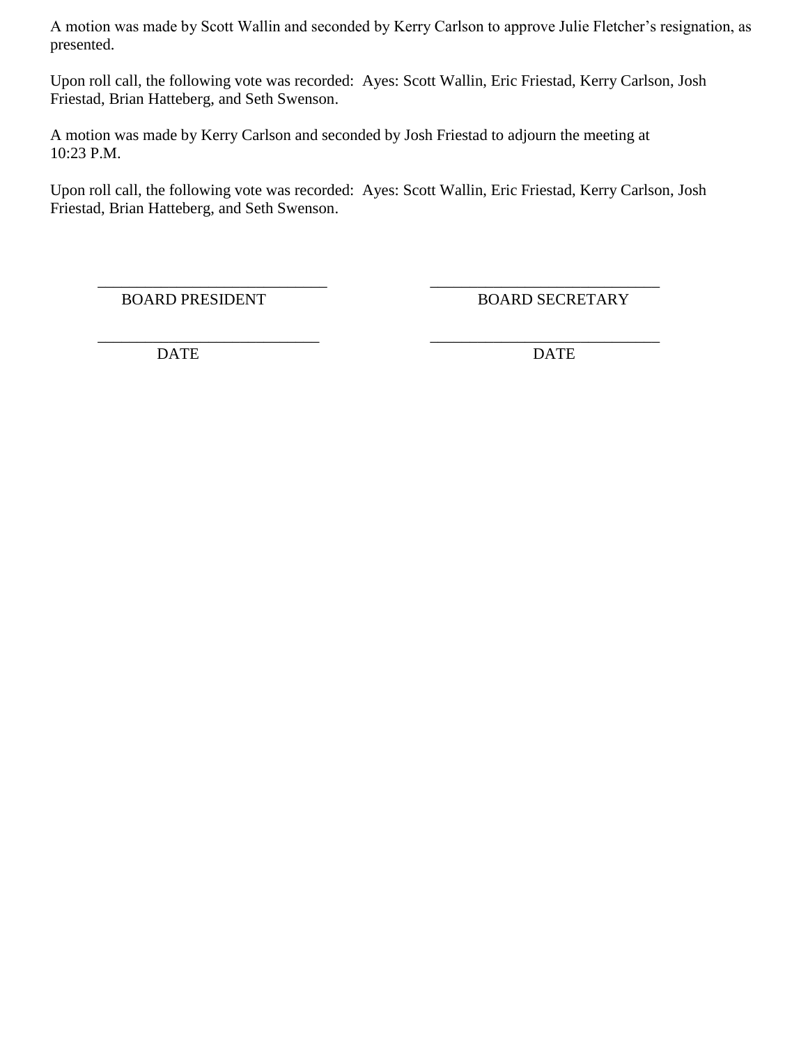A motion was made by Scott Wallin and seconded by Kerry Carlson to approve Julie Fletcher's resignation, as presented.

Upon roll call, the following vote was recorded: Ayes: Scott Wallin, Eric Friestad, Kerry Carlson, Josh Friestad, Brian Hatteberg, and Seth Swenson.

A motion was made by Kerry Carlson and seconded by Josh Friestad to adjourn the meeting at 10:23 P.M.

Upon roll call, the following vote was recorded: Ayes: Scott Wallin, Eric Friestad, Kerry Carlson, Josh Friestad, Brian Hatteberg, and Seth Swenson.

| | |
|---|---|
| \_\_\_\_\_\_\_\_\_\_\_\_\_\_\_\_\_\_\_\_\_\_\_\_\_\_\_\_ | \_\_\_\_\_\_\_\_\_\_\_\_\_\_\_\_\_\_\_\_\_\_\_\_\_\_\_\_ |
| BOARD PRESIDENT | BOARD SECRETARY |
| \_\_\_\_\_\_\_\_\_\_\_\_\_\_\_\_\_\_\_\_\_\_\_\_\_\_\_\_ | \_\_\_\_\_\_\_\_\_\_\_\_\_\_\_\_\_\_\_\_\_\_\_\_\_\_\_\_ |
| DATE | DATE |